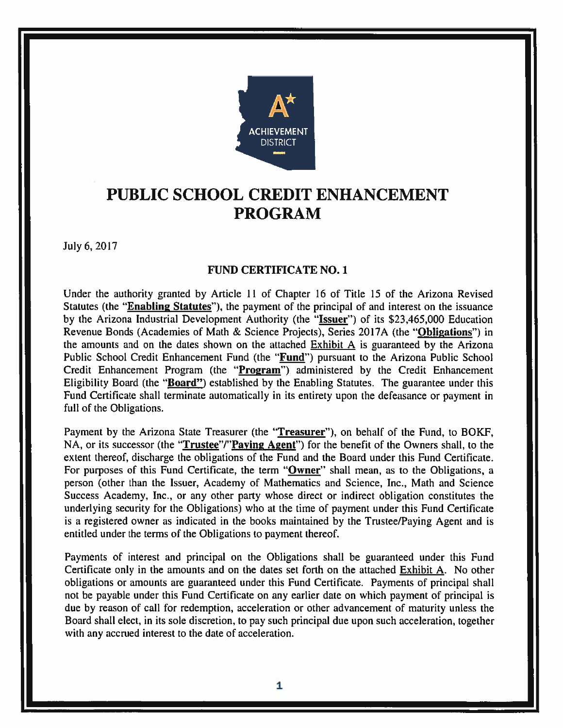# PUBLIC SCHOOL CREDIT ENHANCEMENT PROGRAM

July 6, 2017

## FUND CERTIFICATE NO. 1

Under the authority granted by Article 11 of Chapter 16 of Title 15 of the Arizona Revised Statutes (the "**Enabling Statutes**"), the payment of the principal of and interest on the issuance by the Arizona Industrial Development Authority (the "**Issuer**") of its $23,465,000 Education Revenue Bonds (Academies of Math & Science Projects), Series 2017A (the "**Obligations**") in the amounts and on the dates shown on the attached Exhibit A is guaranteed by the Arizona Public School Credit Enhancement Fund (the "**Fund**") pursuant to the Arizona Public School Credit Enhancement Program (the "**Program**") administered by the Credit Enhancement Eligibility Board (the "**Board**") established by the Enabling Statutes. The guarantee under this Fund Certificate shall terminate automatically in its entirety upon the defeasance or payment in full of the Obligations.

Payment by the Arizona State Treasurer (the "**Treasurer**"), on behalf of the Fund, to BOKF, NA, or its successor (the "**Trustee**"/"**Paying Agent**") for the benefit of the Owners shall, to the extent thereof, discharge the obligations of the Fund and the Board under this Fund Certificate. For purposes of this Fund Certificate, the term "**Owner**" shall mean, as to the Obligations, a person (other than the Issuer, Academy of Mathematics and Science, Inc., Math and Science Success Academy, Inc., or any other party whose direct or indirect obligation constitutes the underlying security for the Obligations) who at the time of payment under this Fund Certificate is a registered owner as indicated in the books maintained by the Trustee/Paying Agent and is entitled under the terms of the Obligations to payment thereof.

Payments of interest and principal on the Obligations shall be guaranteed under this Fund Certificate only in the amounts and on the dates set forth on the attached Exhibit A. No other obligations or amounts are guaranteed under this Fund Certificate. Payments of principal shall not be payable under this Fund Certificate on any earlier date on which payment of principal is due by reason of call for redemption, acceleration or other advancement of maturity unless the Board shall elect, in its sole discretion, to pay such principal due upon such acceleration, together with any accrued interest to the date of acceleration.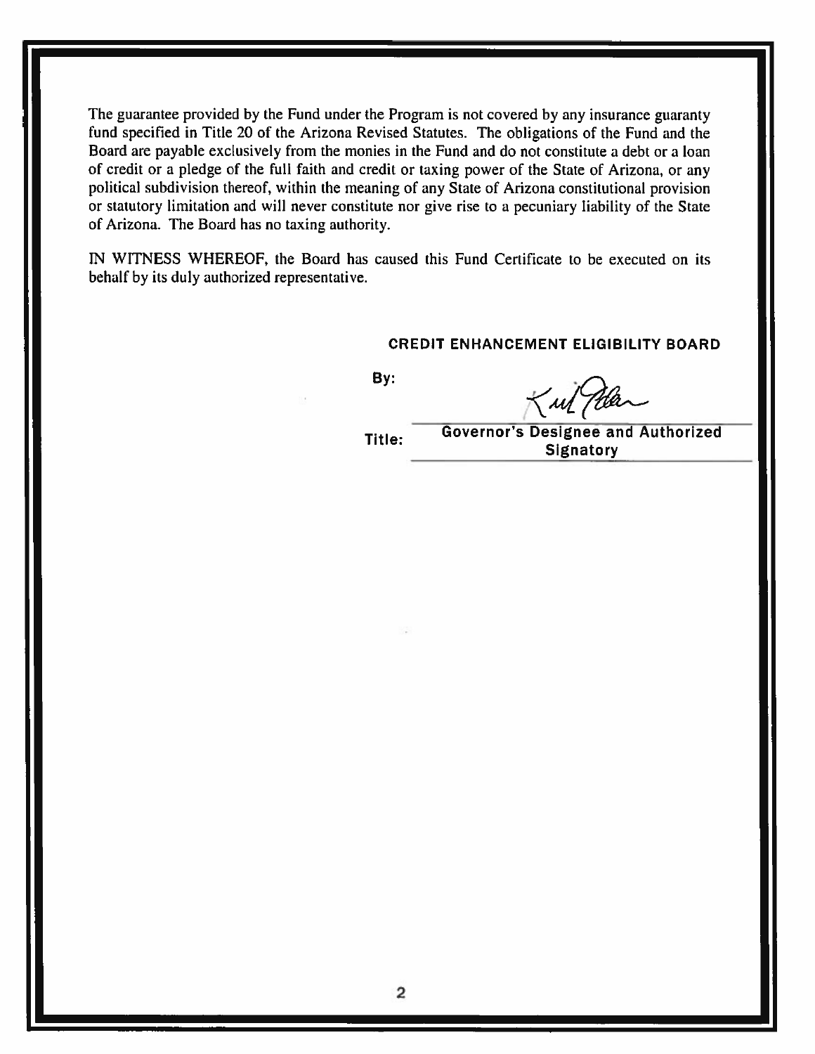The guarantee provided by the Fund under the Program is not covered by any insurance guaranty fund specified in Title 20 of the Arizona Revised Statutes. The obligations of the Fund and the Board are payable exclusively from the monies in the Fund and do not constitute a debt or a loan of credit or a pledge of the full faith and credit or taxing power of the State of Arizona, or any political subdivision thereof, within the meaning of any State of Arizona constitutional provision or statutory limitation and will never constitute nor give rise to a pecuniary liability of the State of Arizona. The Board has no taxing authority.

IN WITNESS WHEREOF, the Board has caused this Fund Certificate to be executed on its behalf by its duly authorized representative.

**CREDIT ENHANCEMENT ELIGIBILITY BOARD**

**By:** _______________________

**Title:** **Governor's Designee and Authorized Signatory**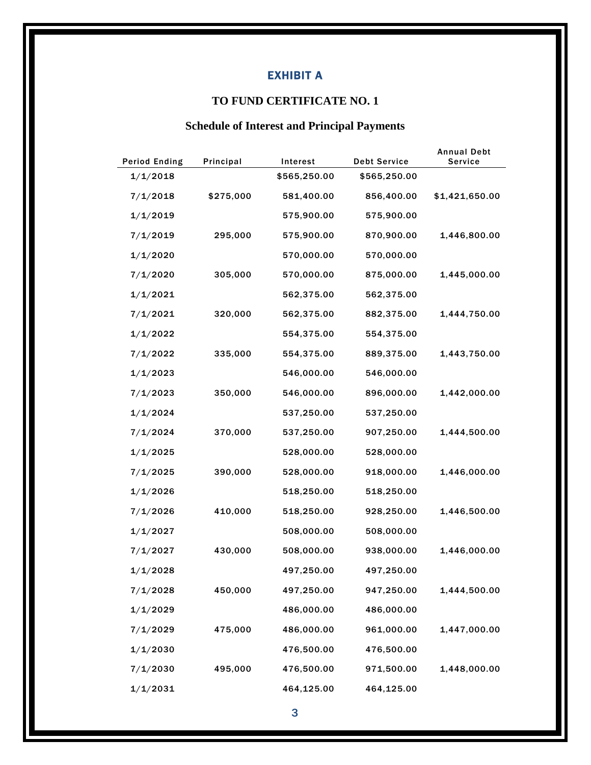# EXHIBIT A

## TO FUND CERTIFICATE NO. 1

## Schedule of Interest and Principal Payments

| Period Ending | Principal | Interest | Debt Service | Annual Debt Service |
|---|---|---|---|---|
| 1/1/2018 | | $565,250.00 | $565,250.00 | |
| 7/1/2018 | $275,000 | 581,400.00 | 856,400.00 | $1,421,650.00 |
| 1/1/2019 | | 575,900.00 | 575,900.00 | |
| 7/1/2019 | 295,000 | 575,900.00 | 870,900.00 | 1,446,800.00 |
| 1/1/2020 | | 570,000.00 | 570,000.00 | |
| 7/1/2020 | 305,000 | 570,000.00 | 875,000.00 | 1,445,000.00 |
| 1/1/2021 | | 562,375.00 | 562,375.00 | |
| 7/1/2021 | 320,000 | 562,375.00 | 882,375.00 | 1,444,750.00 |
| 1/1/2022 | | 554,375.00 | 554,375.00 | |
| 7/1/2022 | 335,000 | 554,375.00 | 889,375.00 | 1,443,750.00 |
| 1/1/2023 | | 546,000.00 | 546,000.00 | |
| 7/1/2023 | 350,000 | 546,000.00 | 896,000.00 | 1,442,000.00 |
| 1/1/2024 | | 537,250.00 | 537,250.00 | |
| 7/1/2024 | 370,000 | 537,250.00 | 907,250.00 | 1,444,500.00 |
| 1/1/2025 | | 528,000.00 | 528,000.00 | |
| 7/1/2025 | 390,000 | 528,000.00 | 918,000.00 | 1,446,000.00 |
| 1/1/2026 | | 518,250.00 | 518,250.00 | |
| 7/1/2026 | 410,000 | 518,250.00 | 928,250.00 | 1,446,500.00 |
| 1/1/2027 | | 508,000.00 | 508,000.00 | |
| 7/1/2027 | 430,000 | 508,000.00 | 938,000.00 | 1,446,000.00 |
| 1/1/2028 | | 497,250.00 | 497,250.00 | |
| 7/1/2028 | 450,000 | 497,250.00 | 947,250.00 | 1,444,500.00 |
| 1/1/2029 | | 486,000.00 | 486,000.00 | |
| 7/1/2029 | 475,000 | 486,000.00 | 961,000.00 | 1,447,000.00 |
| 1/1/2030 | | 476,500.00 | 476,500.00 | |
| 7/1/2030 | 495,000 | 476,500.00 | 971,500.00 | 1,448,000.00 |
| 1/1/2031 | | 464,125.00 | 464,125.00 | |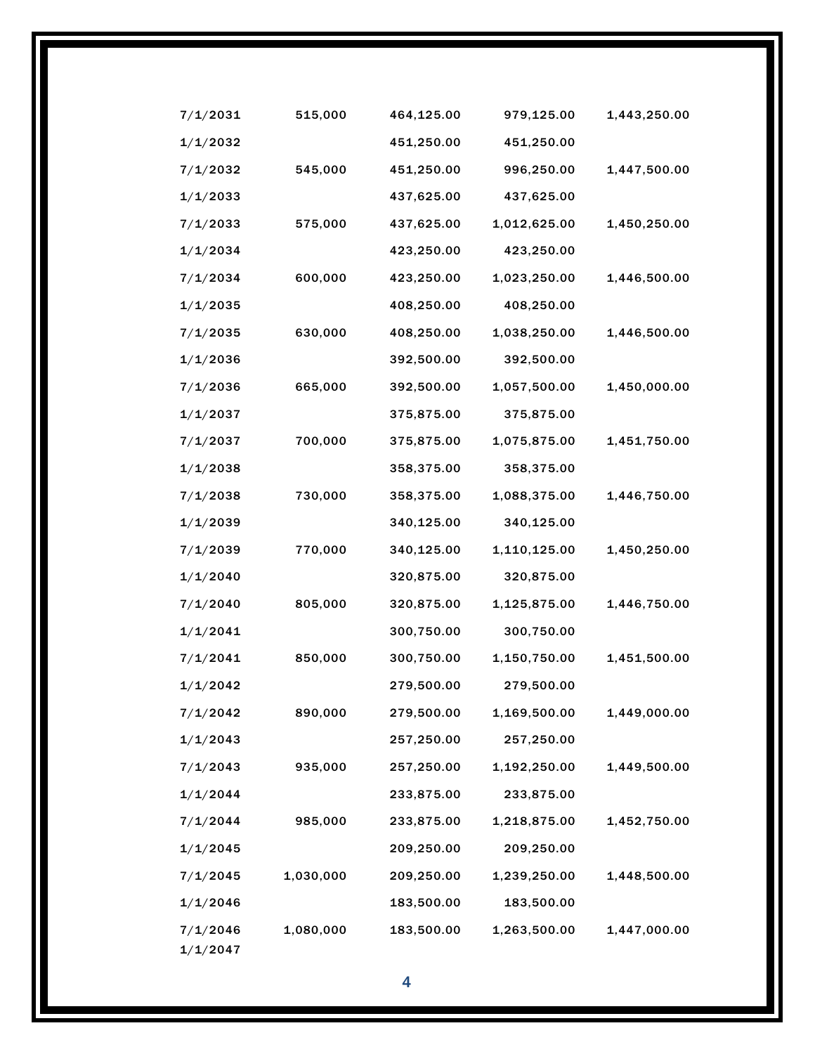| | | | | |
|---|---|---|---|---|
| 7/1/2031 | 515,000 | 464,125.00 | 979,125.00 | 1,443,250.00 |
| 1/1/2032 | | 451,250.00 | 451,250.00 | |
| 7/1/2032 | 545,000 | 451,250.00 | 996,250.00 | 1,447,500.00 |
| 1/1/2033 | | 437,625.00 | 437,625.00 | |
| 7/1/2033 | 575,000 | 437,625.00 | 1,012,625.00 | 1,450,250.00 |
| 1/1/2034 | | 423,250.00 | 423,250.00 | |
| 7/1/2034 | 600,000 | 423,250.00 | 1,023,250.00 | 1,446,500.00 |
| 1/1/2035 | | 408,250.00 | 408,250.00 | |
| 7/1/2035 | 630,000 | 408,250.00 | 1,038,250.00 | 1,446,500.00 |
| 1/1/2036 | | 392,500.00 | 392,500.00 | |
| 7/1/2036 | 665,000 | 392,500.00 | 1,057,500.00 | 1,450,000.00 |
| 1/1/2037 | | 375,875.00 | 375,875.00 | |
| 7/1/2037 | 700,000 | 375,875.00 | 1,075,875.00 | 1,451,750.00 |
| 1/1/2038 | | 358,375.00 | 358,375.00 | |
| 7/1/2038 | 730,000 | 358,375.00 | 1,088,375.00 | 1,446,750.00 |
| 1/1/2039 | | 340,125.00 | 340,125.00 | |
| 7/1/2039 | 770,000 | 340,125.00 | 1,110,125.00 | 1,450,250.00 |
| 1/1/2040 | | 320,875.00 | 320,875.00 | |
| 7/1/2040 | 805,000 | 320,875.00 | 1,125,875.00 | 1,446,750.00 |
| 1/1/2041 | | 300,750.00 | 300,750.00 | |
| 7/1/2041 | 850,000 | 300,750.00 | 1,150,750.00 | 1,451,500.00 |
| 1/1/2042 | | 279,500.00 | 279,500.00 | |
| 7/1/2042 | 890,000 | 279,500.00 | 1,169,500.00 | 1,449,000.00 |
| 1/1/2043 | | 257,250.00 | 257,250.00 | |
| 7/1/2043 | 935,000 | 257,250.00 | 1,192,250.00 | 1,449,500.00 |
| 1/1/2044 | | 233,875.00 | 233,875.00 | |
| 7/1/2044 | 985,000 | 233,875.00 | 1,218,875.00 | 1,452,750.00 |
| 1/1/2045 | | 209,250.00 | 209,250.00 | |
| 7/1/2045 | 1,030,000 | 209,250.00 | 1,239,250.00 | 1,448,500.00 |
| 1/1/2046 | | 183,500.00 | 183,500.00 | |
| 7/1/2046 | 1,080,000 | 183,500.00 | 1,263,500.00 | 1,447,000.00 |
| 1/1/2047 | | | | |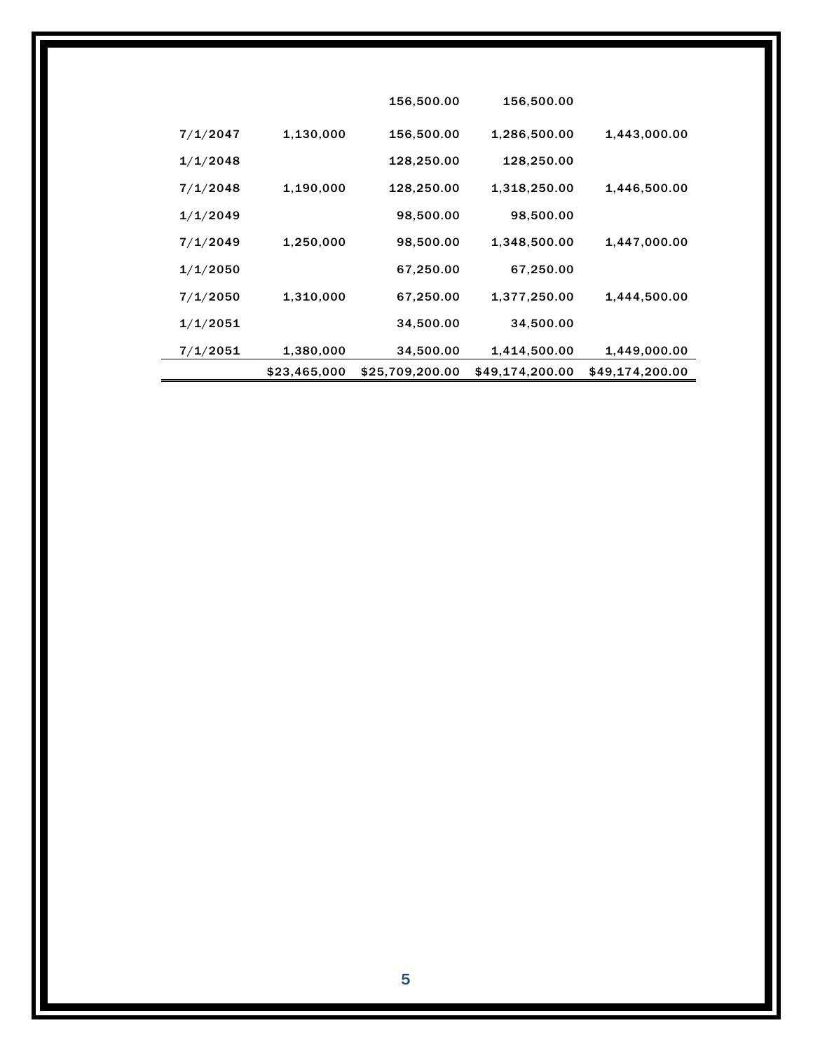| | | | | |
|---|---|---|---|---|
| | | 156,500.00 | 156,500.00 | |
| 7/1/2047 | 1,130,000 | 156,500.00 | 1,286,500.00 | 1,443,000.00 |
| 1/1/2048 | | 128,250.00 | 128,250.00 | |
| 7/1/2048 | 1,190,000 | 128,250.00 | 1,318,250.00 | 1,446,500.00 |
| 1/1/2049 | | 98,500.00 | 98,500.00 | |
| 7/1/2049 | 1,250,000 | 98,500.00 | 1,348,500.00 | 1,447,000.00 |
| 1/1/2050 | | 67,250.00 | 67,250.00 | |
| 7/1/2050 | 1,310,000 | 67,250.00 | 1,377,250.00 | 1,444,500.00 |
| 1/1/2051 | | 34,500.00 | 34,500.00 | |
| 7/1/2051 | 1,380,000 | 34,500.00 | 1,414,500.00 | 1,449,000.00 |
| | $23,465,000 | $25,709,200.00 | $49,174,200.00 | $49,174,200.00 |